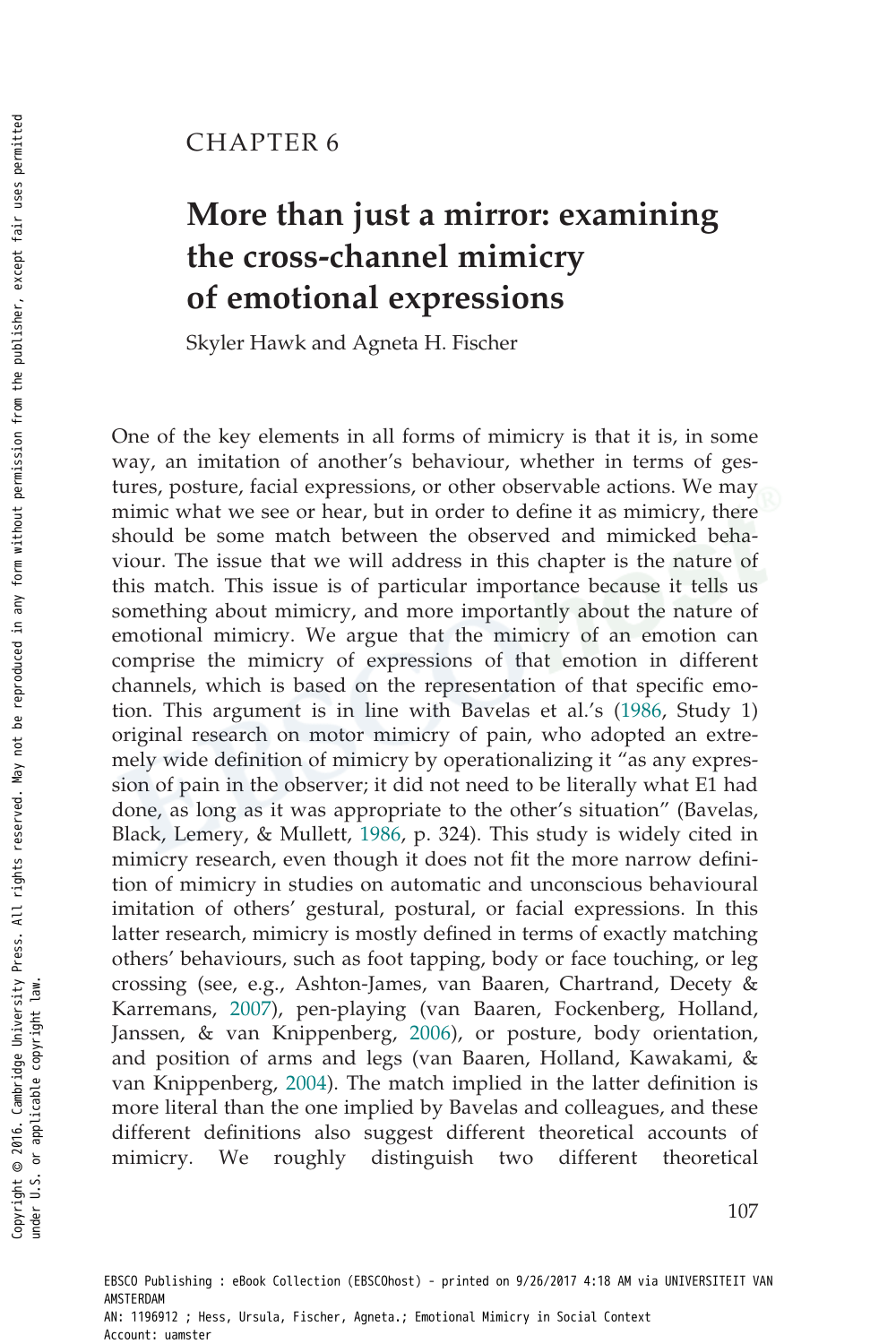CHAPTER 6

# More than just a mirror: examining the cross-channel mimicry of emotional expressions

Skyler Hawk and Agneta H. Fischer

One of the key elements in all forms of mimicry is that it is, in some way, an imitation of another's behaviour, whether in terms of gestures, posture, facial expressions, or other observable actions. We may mimic what we see or hear, but in order to define it as mimicry, there should be some match between the observed and mimicked behaviour. The issue that we will address in this chapter is the nature of this match. This issue is of particular importance because it tells us something about mimicry, and more importantly about the nature of emotional mimicry. We argue that the mimicry of an emotion can comprise the mimicry of expressions of that emotion in different channels, which is based on the representation of that specific emotion. This argument is in line with Bavelas et al.'s (1986, Study 1) original research on motor mimicry of pain, who adopted an extremely wide definition of mimicry by operationalizing it "as any expression of pain in the observer; it did not need to be literally what E1 had done, as long as it was appropriate to the other's situation" (Bavelas, Black, Lemery, & Mullett, 1986, p. 324). This study is widely cited in mimicry research, even though it does not fit the more narrow definition of mimicry in studies on automatic and unconscious behavioural imitation of others' gestural, postural, or facial expressions. In this latter research, mimicry is mostly defined in terms of exactly matching others' behaviours, such as foot tapping, body or face touching, or leg crossing (see, e.g., Ashton-James, van Baaren, Chartrand, Decety & Karremans, 2007), pen-playing (van Baaren, Fockenberg, Holland, Janssen, & van Knippenberg, 2006), or posture, body orientation, and position of arms and legs (van Baaren, Holland, Kawakami, & van Knippenberg, 2004). The match implied in the latter definition is more literal than the one implied by Bavelas and colleagues, and these different definitions also suggest different theoretical accounts of mimicry. We roughly distinguish two different theoretical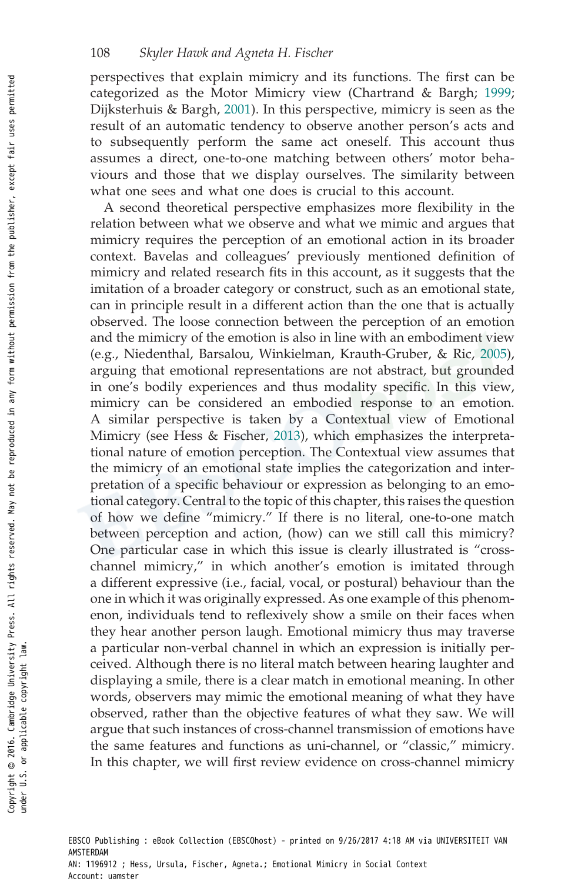perspectives that explain mimicry and its functions. The first can be categorized as the Motor Mimicry view (Chartrand & Bargh; 1999; Dijksterhuis & Bargh, 2001). In this perspective, mimicry is seen as the result of an automatic tendency to observe another person's acts and to subsequently perform the same act oneself. This account thus assumes a direct, one-to-one matching between others' motor behaviours and those that we display ourselves. The similarity between what one sees and what one does is crucial to this account.

A second theoretical perspective emphasizes more flexibility in the relation between what we observe and what we mimic and argues that mimicry requires the perception of an emotional action in its broader context. Bavelas and colleagues' previously mentioned definition of mimicry and related research fits in this account, as it suggests that the imitation of a broader category or construct, such as an emotional state, can in principle result in a different action than the one that is actually observed. The loose connection between the perception of an emotion and the mimicry of the emotion is also in line with an embodiment view (e.g., Niedenthal, Barsalou, Winkielman, Krauth-Gruber, & Ric, 2005), arguing that emotional representations are not abstract, but grounded in one's bodily experiences and thus modality specific. In this view, mimicry can be considered an embodied response to an emotion. A similar perspective is taken by a Contextual view of Emotional Mimicry (see Hess & Fischer, 2013), which emphasizes the interpretational nature of emotion perception. The Contextual view assumes that the mimicry of an emotional state implies the categorization and interpretation of a specific behaviour or expression as belonging to an emotional category. Central to the topic of this chapter, this raises the question of how we define "mimicry." If there is no literal, one-to-one match between perception and action, (how) can we still call this mimicry? One particular case in which this issue is clearly illustrated is "cross-channel mimicry," in which another's emotion is imitated through a different expressive (i.e., facial, vocal, or postural) behaviour than the one in which it was originally expressed. As one example of this phenomenon, individuals tend to reflexively show a smile on their faces when they hear another person laugh. Emotional mimicry thus may traverse a particular non-verbal channel in which an expression is initially perceived. Although there is no literal match between hearing laughter and displaying a smile, there is a clear match in emotional meaning. In other words, observers may mimic the emotional meaning of what they have observed, rather than the objective features of what they saw. We will argue that such instances of cross-channel transmission of emotions have the same features and functions as uni-channel, or "classic," mimicry. In this chapter, we will first review evidence on cross-channel mimicry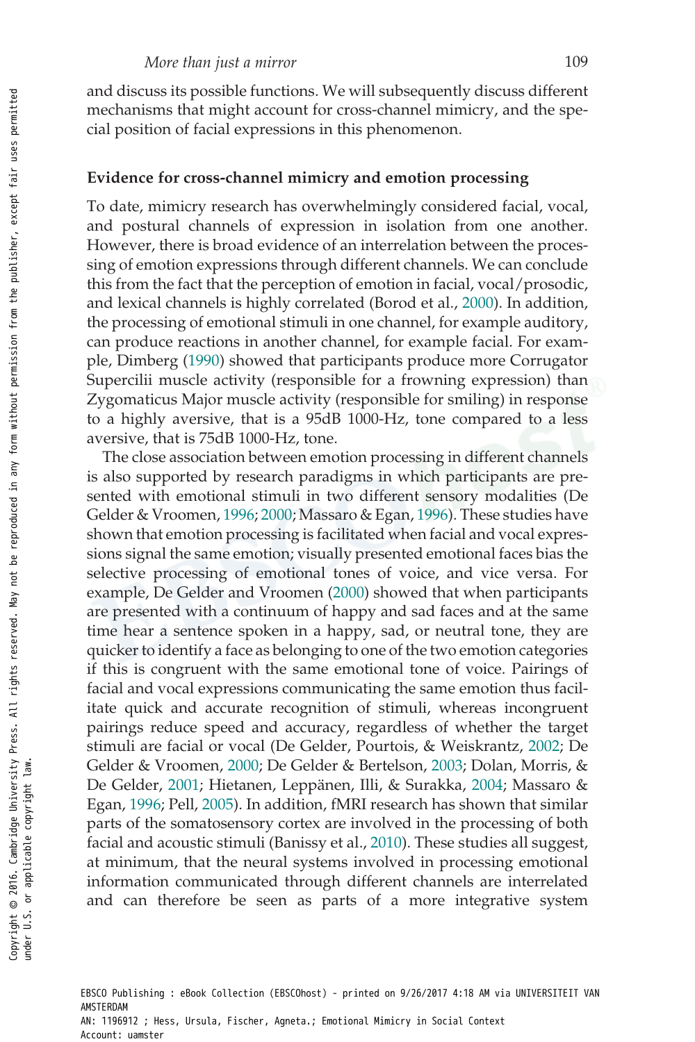and discuss its possible functions. We will subsequently discuss different mechanisms that might account for cross-channel mimicry, and the special position of facial expressions in this phenomenon.

**Evidence for cross-channel mimicry and emotion processing**

To date, mimicry research has overwhelmingly considered facial, vocal, and postural channels of expression in isolation from one another. However, there is broad evidence of an interrelation between the processing of emotion expressions through different channels. We can conclude this from the fact that the perception of emotion in facial, vocal/prosodic, and lexical channels is highly correlated (Borod et al., 2000). In addition, the processing of emotional stimuli in one channel, for example auditory, can produce reactions in another channel, for example facial. For example, Dimberg (1990) showed that participants produce more Corrugator Supercilii muscle activity (responsible for a frowning expression) than Zygomaticus Major muscle activity (responsible for smiling) in response to a highly aversive, that is a 95dB 1000-Hz, tone compared to a less aversive, that is 75dB 1000-Hz, tone.

The close association between emotion processing in different channels is also supported by research paradigms in which participants are presented with emotional stimuli in two different sensory modalities (De Gelder & Vroomen, 1996; 2000; Massaro & Egan, 1996). These studies have shown that emotion processing is facilitated when facial and vocal expressions signal the same emotion; visually presented emotional faces bias the selective processing of emotional tones of voice, and vice versa. For example, De Gelder and Vroomen (2000) showed that when participants are presented with a continuum of happy and sad faces and at the same time hear a sentence spoken in a happy, sad, or neutral tone, they are quicker to identify a face as belonging to one of the two emotion categories if this is congruent with the same emotional tone of voice. Pairings of facial and vocal expressions communicating the same emotion thus facilitate quick and accurate recognition of stimuli, whereas incongruent pairings reduce speed and accuracy, regardless of whether the target stimuli are facial or vocal (De Gelder, Pourtois, & Weiskrantz, 2002; De Gelder & Vroomen, 2000; De Gelder & Bertelson, 2003; Dolan, Morris, & De Gelder, 2001; Hietanen, Leppänen, Illi, & Surakka, 2004; Massaro & Egan, 1996; Pell, 2005). In addition, fMRI research has shown that similar parts of the somatosensory cortex are involved in the processing of both facial and acoustic stimuli (Banissy et al., 2010). These studies all suggest, at minimum, that the neural systems involved in processing emotional information communicated through different channels are interrelated and can therefore be seen as parts of a more integrative system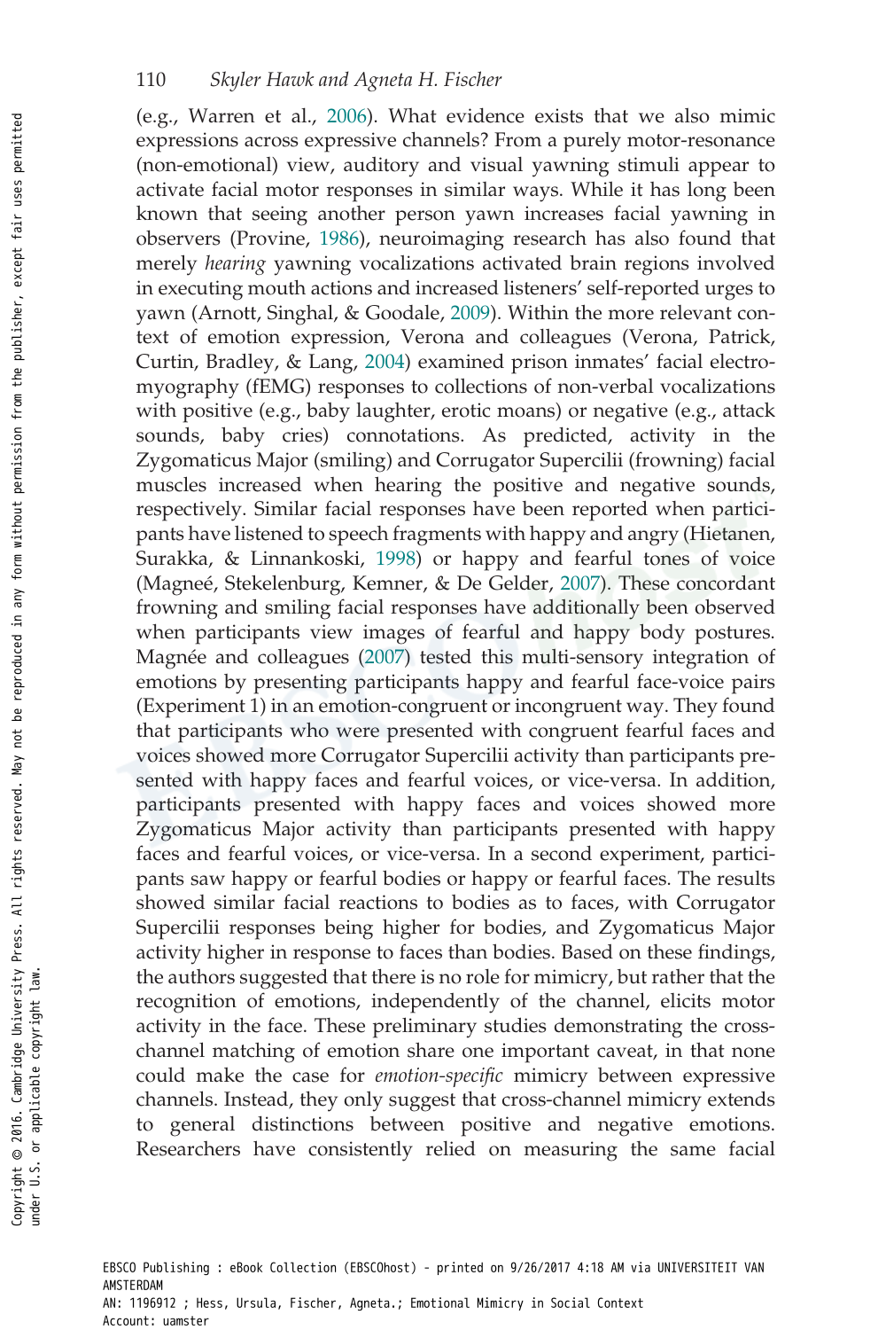(e.g., Warren et al., 2006). What evidence exists that we also mimic expressions across expressive channels? From a purely motor-resonance (non-emotional) view, auditory and visual yawning stimuli appear to activate facial motor responses in similar ways. While it has long been known that seeing another person yawn increases facial yawning in observers (Provine, 1986), neuroimaging research has also found that merely *hearing* yawning vocalizations activated brain regions involved in executing mouth actions and increased listeners' self-reported urges to yawn (Arnott, Singhal, & Goodale, 2009). Within the more relevant context of emotion expression, Verona and colleagues (Verona, Patrick, Curtin, Bradley, & Lang, 2004) examined prison inmates' facial electromyography (fEMG) responses to collections of non-verbal vocalizations with positive (e.g., baby laughter, erotic moans) or negative (e.g., attack sounds, baby cries) connotations. As predicted, activity in the Zygomaticus Major (smiling) and Corrugator Supercilii (frowning) facial muscles increased when hearing the positive and negative sounds, respectively. Similar facial responses have been reported when participants have listened to speech fragments with happy and angry (Hietanen, Surakka, & Linnankoski, 1998) or happy and fearful tones of voice (Magneé, Stekelenburg, Kemner, & De Gelder, 2007). These concordant frowning and smiling facial responses have additionally been observed when participants view images of fearful and happy body postures. Magnée and colleagues (2007) tested this multi-sensory integration of emotions by presenting participants happy and fearful face-voice pairs (Experiment 1) in an emotion-congruent or incongruent way. They found that participants who were presented with congruent fearful faces and voices showed more Corrugator Supercilii activity than participants presented with happy faces and fearful voices, or vice-versa. In addition, participants presented with happy faces and voices showed more Zygomaticus Major activity than participants presented with happy faces and fearful voices, or vice-versa. In a second experiment, participants saw happy or fearful bodies or happy or fearful faces. The results showed similar facial reactions to bodies as to faces, with Corrugator Supercilii responses being higher for bodies, and Zygomaticus Major activity higher in response to faces than bodies. Based on these findings, the authors suggested that there is no role for mimicry, but rather that the recognition of emotions, independently of the channel, elicits motor activity in the face. These preliminary studies demonstrating the cross-channel matching of emotion share one important caveat, in that none could make the case for *emotion-specific* mimicry between expressive channels. Instead, they only suggest that cross-channel mimicry extends to general distinctions between positive and negative emotions. Researchers have consistently relied on measuring the same facial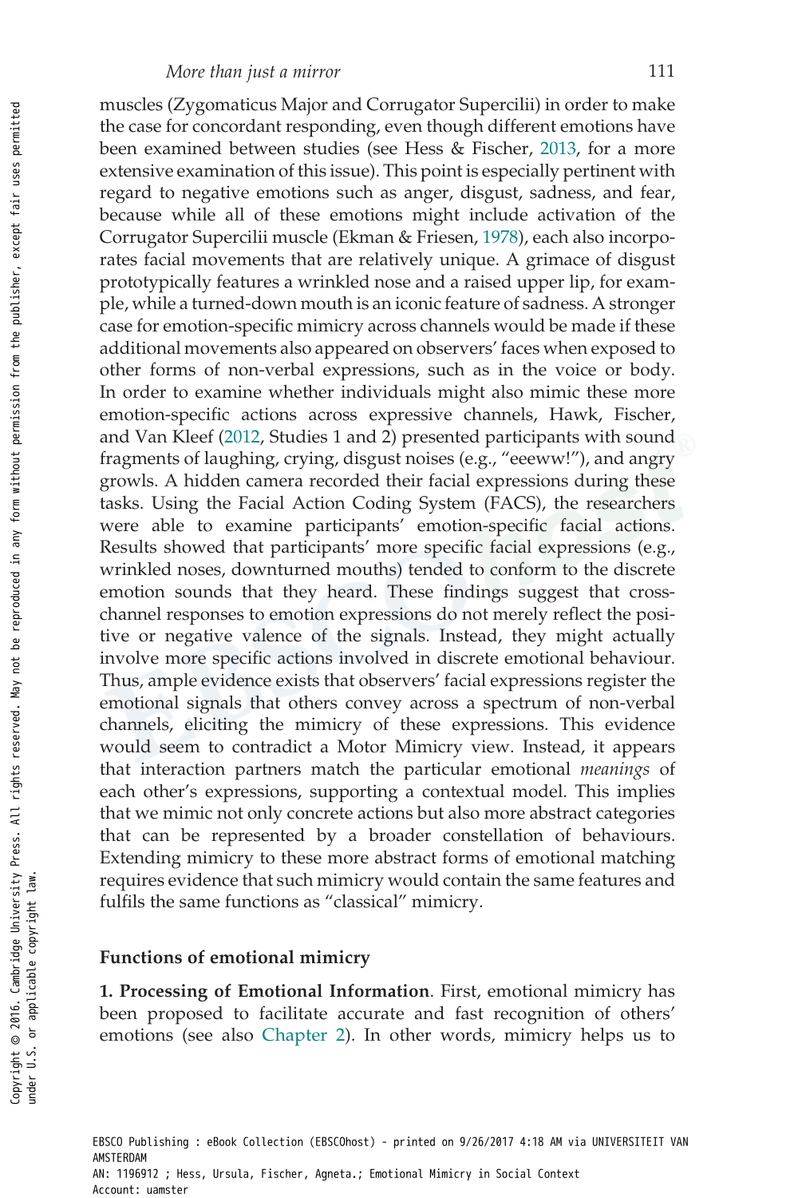muscles (Zygomaticus Major and Corrugator Supercilii) in order to make the case for concordant responding, even though different emotions have been examined between studies (see Hess & Fischer, 2013, for a more extensive examination of this issue). This point is especially pertinent with regard to negative emotions such as anger, disgust, sadness, and fear, because while all of these emotions might include activation of the Corrugator Supercilii muscle (Ekman & Friesen, 1978), each also incorporates facial movements that are relatively unique. A grimace of disgust prototypically features a wrinkled nose and a raised upper lip, for example, while a turned-down mouth is an iconic feature of sadness. A stronger case for emotion-specific mimicry across channels would be made if these additional movements also appeared on observers' faces when exposed to other forms of non-verbal expressions, such as in the voice or body. In order to examine whether individuals might also mimic these more emotion-specific actions across expressive channels, Hawk, Fischer, and Van Kleef (2012, Studies 1 and 2) presented participants with sound fragments of laughing, crying, disgust noises (e.g., "eeeww!"), and angry growls. A hidden camera recorded their facial expressions during these tasks. Using the Facial Action Coding System (FACS), the researchers were able to examine participants' emotion-specific facial actions. Results showed that participants' more specific facial expressions (e.g., wrinkled noses, downturned mouths) tended to conform to the discrete emotion sounds that they heard. These findings suggest that cross-channel responses to emotion expressions do not merely reflect the positive or negative valence of the signals. Instead, they might actually involve more specific actions involved in discrete emotional behaviour. Thus, ample evidence exists that observers' facial expressions register the emotional signals that others convey across a spectrum of non-verbal channels, eliciting the mimicry of these expressions. This evidence would seem to contradict a Motor Mimicry view. Instead, it appears that interaction partners match the particular emotional *meanings* of each other's expressions, supporting a contextual model. This implies that we mimic not only concrete actions but also more abstract categories that can be represented by a broader constellation of behaviours. Extending mimicry to these more abstract forms of emotional matching requires evidence that such mimicry would contain the same features and fulfils the same functions as "classical" mimicry.

## Functions of emotional mimicry

**1. Processing of Emotional Information**. First, emotional mimicry has been proposed to facilitate accurate and fast recognition of others' emotions (see also Chapter 2). In other words, mimicry helps us to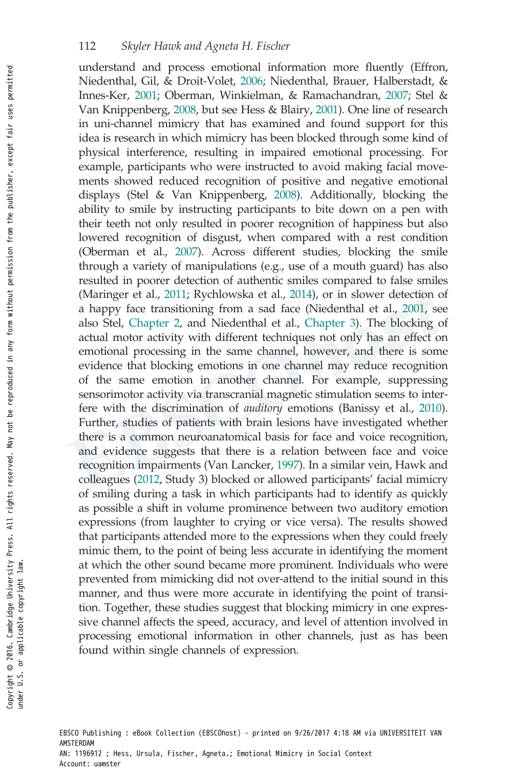understand and process emotional information more fluently (Effron, Niedenthal, Gil, & Droit-Volet, 2006; Niedenthal, Brauer, Halberstadt, & Innes-Ker, 2001; Oberman, Winkielman, & Ramachandran, 2007; Stel & Van Knippenberg, 2008, but see Hess & Blairy, 2001). One line of research in uni-channel mimicry that has examined and found support for this idea is research in which mimicry has been blocked through some kind of physical interference, resulting in impaired emotional processing. For example, participants who were instructed to avoid making facial movements showed reduced recognition of positive and negative emotional displays (Stel & Van Knippenberg, 2008). Additionally, blocking the ability to smile by instructing participants to bite down on a pen with their teeth not only resulted in poorer recognition of happiness but also lowered recognition of disgust, when compared with a rest condition (Oberman et al., 2007). Across different studies, blocking the smile through a variety of manipulations (e.g., use of a mouth guard) has also resulted in poorer detection of authentic smiles compared to false smiles (Maringer et al., 2011; Rychlowska et al., 2014), or in slower detection of a happy face transitioning from a sad face (Niedenthal et al., 2001, see also Stel, Chapter 2, and Niedenthal et al., Chapter 3). The blocking of actual motor activity with different techniques not only has an effect on emotional processing in the same channel, however, and there is some evidence that blocking emotions in one channel may reduce recognition of the same emotion in another channel. For example, suppressing sensorimotor activity via transcranial magnetic stimulation seems to interfere with the discrimination of *auditory* emotions (Banissy et al., 2010). Further, studies of patients with brain lesions have investigated whether there is a common neuroanatomical basis for face and voice recognition, and evidence suggests that there is a relation between face and voice recognition impairments (Van Lancker, 1997). In a similar vein, Hawk and colleagues (2012, Study 3) blocked or allowed participants' facial mimicry of smiling during a task in which participants had to identify as quickly as possible a shift in volume prominence between two auditory emotion expressions (from laughter to crying or vice versa). The results showed that participants attended more to the expressions when they could freely mimic them, to the point of being less accurate in identifying the moment at which the other sound became more prominent. Individuals who were prevented from mimicking did not over-attend to the initial sound in this manner, and thus were more accurate in identifying the point of transition. Together, these studies suggest that blocking mimicry in one expressive channel affects the speed, accuracy, and level of attention involved in processing emotional information in other channels, just as has been found within single channels of expression.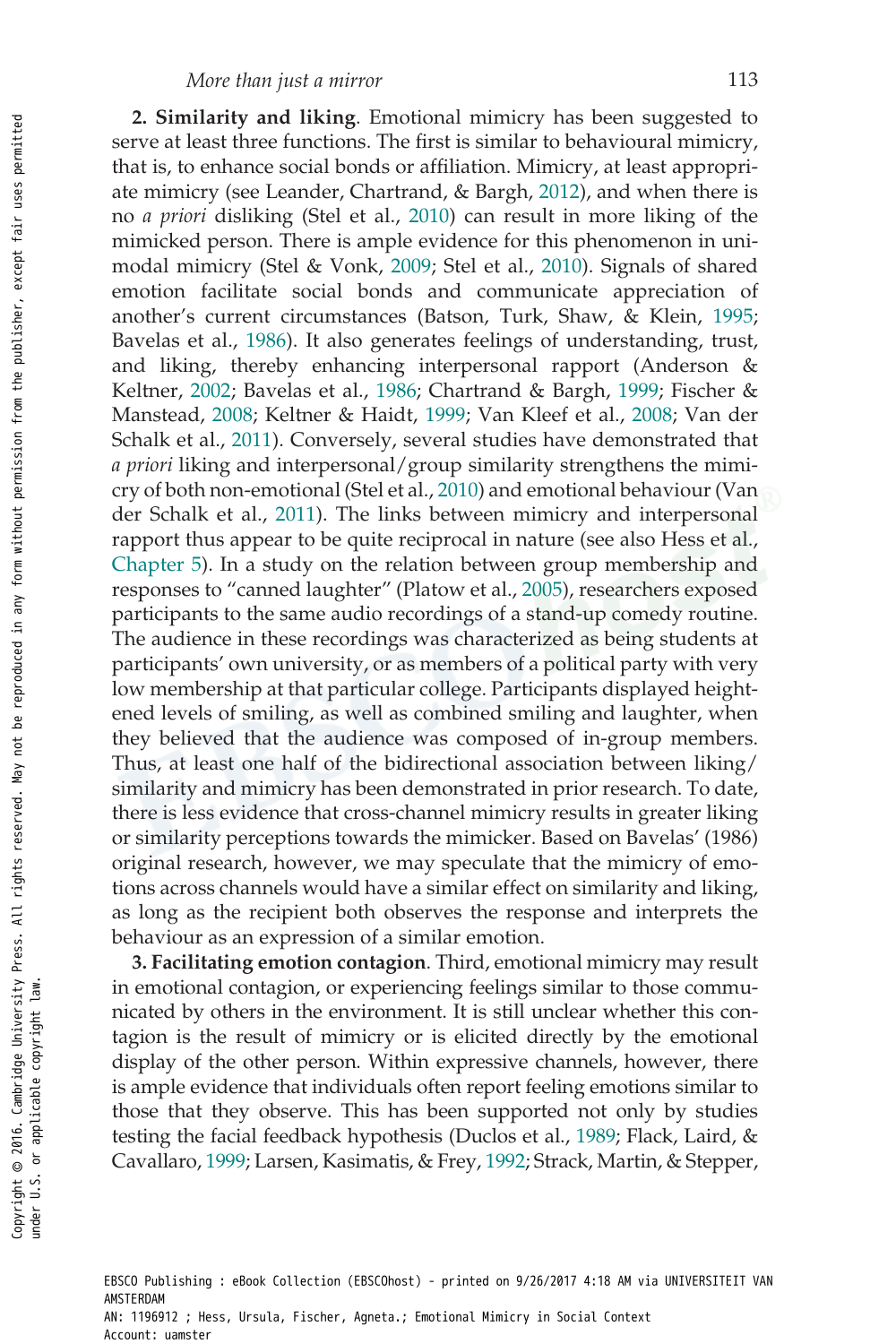**2. Similarity and liking**. Emotional mimicry has been suggested to serve at least three functions. The first is similar to behavioural mimicry, that is, to enhance social bonds or affiliation. Mimicry, at least appropriate mimicry (see Leander, Chartrand, & Bargh, 2012), and when there is no *a priori* disliking (Stel et al., 2010) can result in more liking of the mimicked person. There is ample evidence for this phenomenon in unimodal mimicry (Stel & Vonk, 2009; Stel et al., 2010). Signals of shared emotion facilitate social bonds and communicate appreciation of another's current circumstances (Batson, Turk, Shaw, & Klein, 1995; Bavelas et al., 1986). It also generates feelings of understanding, trust, and liking, thereby enhancing interpersonal rapport (Anderson & Keltner, 2002; Bavelas et al., 1986; Chartrand & Bargh, 1999; Fischer & Manstead, 2008; Keltner & Haidt, 1999; Van Kleef et al., 2008; Van der Schalk et al., 2011). Conversely, several studies have demonstrated that *a priori* liking and interpersonal/group similarity strengthens the mimicry of both non-emotional (Stel et al., 2010) and emotional behaviour (Van der Schalk et al., 2011). The links between mimicry and interpersonal rapport thus appear to be quite reciprocal in nature (see also Hess et al., Chapter 5). In a study on the relation between group membership and responses to "canned laughter" (Platow et al., 2005), researchers exposed participants to the same audio recordings of a stand-up comedy routine. The audience in these recordings was characterized as being students at participants' own university, or as members of a political party with very low membership at that particular college. Participants displayed heightened levels of smiling, as well as combined smiling and laughter, when they believed that the audience was composed of in-group members. Thus, at least one half of the bidirectional association between liking/similarity and mimicry has been demonstrated in prior research. To date, there is less evidence that cross-channel mimicry results in greater liking or similarity perceptions towards the mimicker. Based on Bavelas' (1986) original research, however, we may speculate that the mimicry of emotions across channels would have a similar effect on similarity and liking, as long as the recipient both observes the response and interprets the behaviour as an expression of a similar emotion.

**3. Facilitating emotion contagion**. Third, emotional mimicry may result in emotional contagion, or experiencing feelings similar to those communicated by others in the environment. It is still unclear whether this contagion is the result of mimicry or is elicited directly by the emotional display of the other person. Within expressive channels, however, there is ample evidence that individuals often report feeling emotions similar to those that they observe. This has been supported not only by studies testing the facial feedback hypothesis (Duclos et al., 1989; Flack, Laird, & Cavallaro, 1999; Larsen, Kasimatis, & Frey, 1992; Strack, Martin, & Stepper,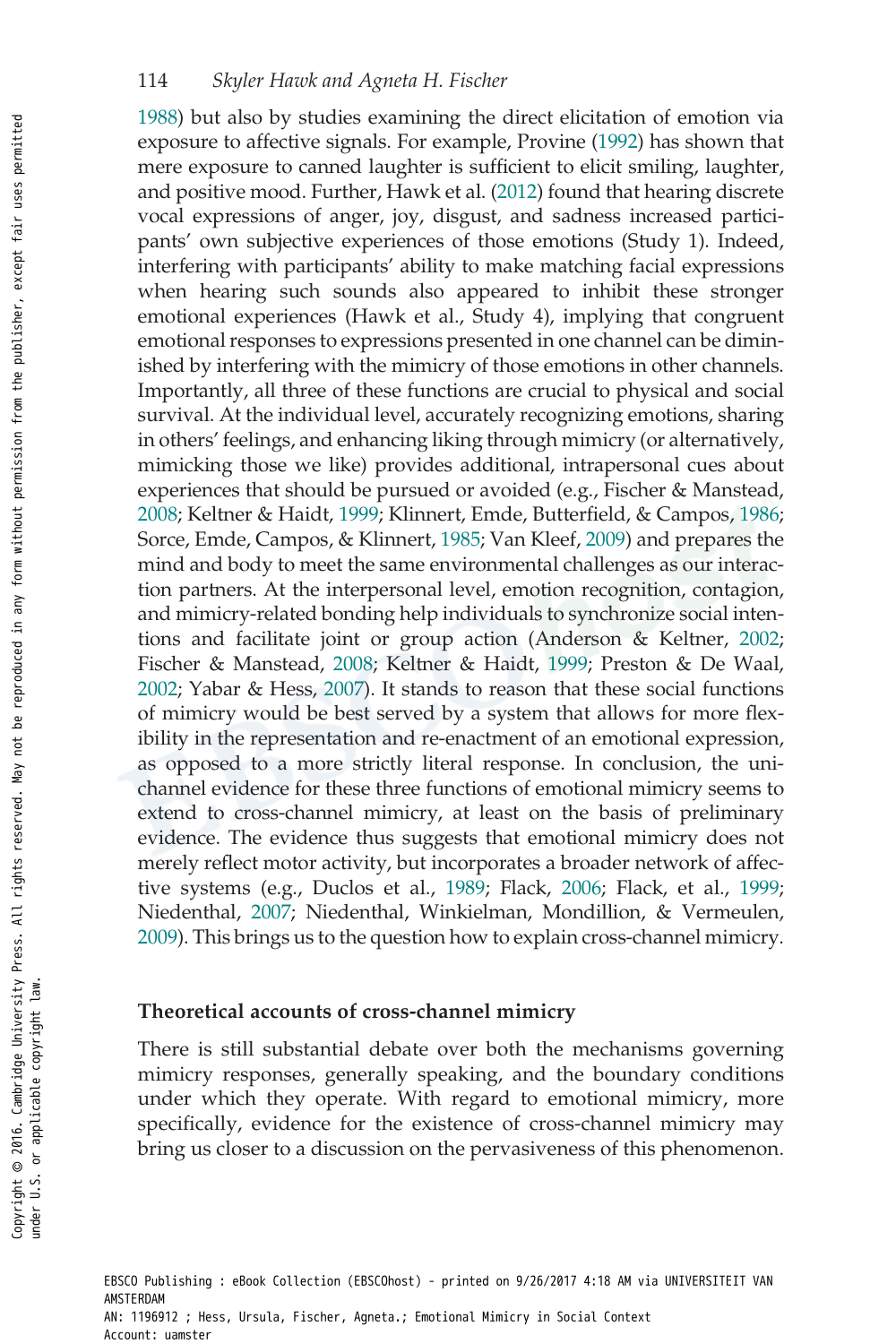1988) but also by studies examining the direct elicitation of emotion via exposure to affective signals. For example, Provine (1992) has shown that mere exposure to canned laughter is sufficient to elicit smiling, laughter, and positive mood. Further, Hawk et al. (2012) found that hearing discrete vocal expressions of anger, joy, disgust, and sadness increased participants' own subjective experiences of those emotions (Study 1). Indeed, interfering with participants' ability to make matching facial expressions when hearing such sounds also appeared to inhibit these stronger emotional experiences (Hawk et al., Study 4), implying that congruent emotional responses to expressions presented in one channel can be diminished by interfering with the mimicry of those emotions in other channels. Importantly, all three of these functions are crucial to physical and social survival. At the individual level, accurately recognizing emotions, sharing in others' feelings, and enhancing liking through mimicry (or alternatively, mimicking those we like) provides additional, intrapersonal cues about experiences that should be pursued or avoided (e.g., Fischer & Manstead, 2008; Keltner & Haidt, 1999; Klinnert, Emde, Butterfield, & Campos, 1986; Sorce, Emde, Campos, & Klinnert, 1985; Van Kleef, 2009) and prepares the mind and body to meet the same environmental challenges as our interaction partners. At the interpersonal level, emotion recognition, contagion, and mimicry-related bonding help individuals to synchronize social intentions and facilitate joint or group action (Anderson & Keltner, 2002; Fischer & Manstead, 2008; Keltner & Haidt, 1999; Preston & De Waal, 2002; Yabar & Hess, 2007). It stands to reason that these social functions of mimicry would be best served by a system that allows for more flexibility in the representation and re-enactment of an emotional expression, as opposed to a more strictly literal response. In conclusion, the unichannel evidence for these three functions of emotional mimicry seems to extend to cross-channel mimicry, at least on the basis of preliminary evidence. The evidence thus suggests that emotional mimicry does not merely reflect motor activity, but incorporates a broader network of affective systems (e.g., Duclos et al., 1989; Flack, 2006; Flack, et al., 1999; Niedenthal, 2007; Niedenthal, Winkielman, Mondillion, & Vermeulen, 2009). This brings us to the question how to explain cross-channel mimicry.

## Theoretical accounts of cross-channel mimicry

There is still substantial debate over both the mechanisms governing mimicry responses, generally speaking, and the boundary conditions under which they operate. With regard to emotional mimicry, more specifically, evidence for the existence of cross-channel mimicry may bring us closer to a discussion on the pervasiveness of this phenomenon.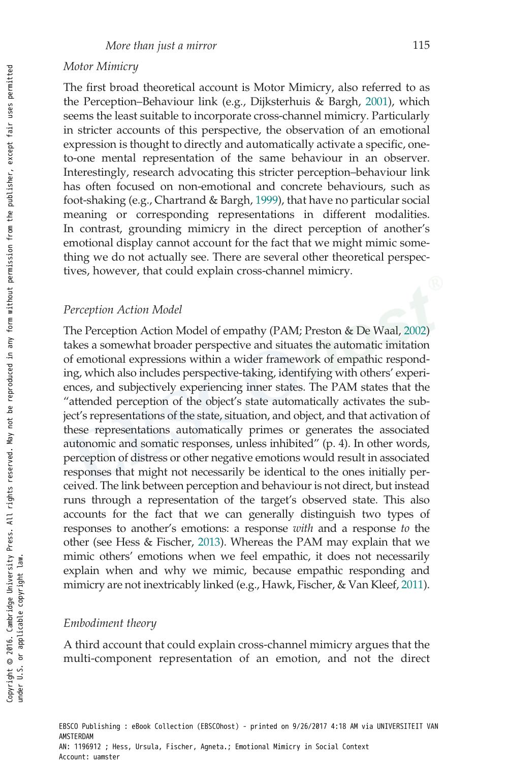### *Motor Mimicry*

The first broad theoretical account is Motor Mimicry, also referred to as the Perception–Behaviour link (e.g., Dijksterhuis & Bargh, 2001), which seems the least suitable to incorporate cross-channel mimicry. Particularly in stricter accounts of this perspective, the observation of an emotional expression is thought to directly and automatically activate a specific, one-to-one mental representation of the same behaviour in an observer. Interestingly, research advocating this stricter perception–behaviour link has often focused on non-emotional and concrete behaviours, such as foot-shaking (e.g., Chartrand & Bargh, 1999), that have no particular social meaning or corresponding representations in different modalities. In contrast, grounding mimicry in the direct perception of another's emotional display cannot account for the fact that we might mimic something we do not actually see. There are several other theoretical perspectives, however, that could explain cross-channel mimicry.

### *Perception Action Model*

The Perception Action Model of empathy (PAM; Preston & De Waal, 2002) takes a somewhat broader perspective and situates the automatic imitation of emotional expressions within a wider framework of empathic responding, which also includes perspective-taking, identifying with others' experiences, and subjectively experiencing inner states. The PAM states that the "attended perception of the object's state automatically activates the subject's representations of the state, situation, and object, and that activation of these representations automatically primes or generates the associated autonomic and somatic responses, unless inhibited" (p. 4). In other words, perception of distress or other negative emotions would result in associated responses that might not necessarily be identical to the ones initially perceived. The link between perception and behaviour is not direct, but instead runs through a representation of the target's observed state. This also accounts for the fact that we can generally distinguish two types of responses to another's emotions: a response *with* and a response *to* the other (see Hess & Fischer, 2013). Whereas the PAM may explain that we mimic others' emotions when we feel empathic, it does not necessarily explain when and why we mimic, because empathic responding and mimicry are not inextricably linked (e.g., Hawk, Fischer, & Van Kleef, 2011).

### *Embodiment theory*

A third account that could explain cross-channel mimicry argues that the multi-component representation of an emotion, and not the direct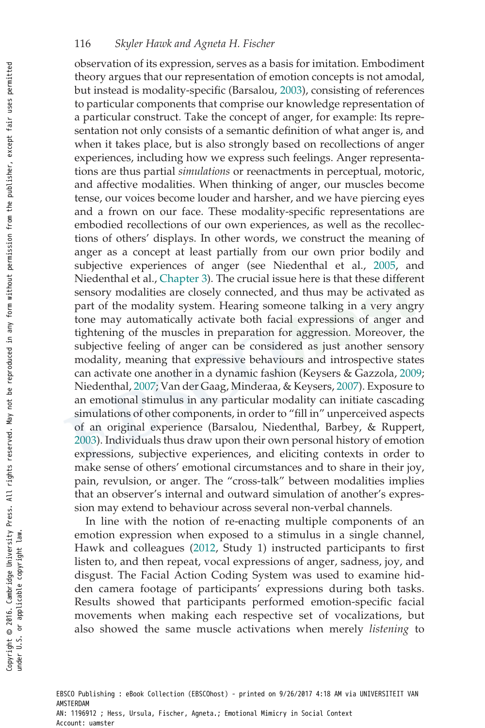observation of its expression, serves as a basis for imitation. Embodiment theory argues that our representation of emotion concepts is not amodal, but instead is modality-specific (Barsalou, 2003), consisting of references to particular components that comprise our knowledge representation of a particular construct. Take the concept of anger, for example: Its representation not only consists of a semantic definition of what anger is, and when it takes place, but is also strongly based on recollections of anger experiences, including how we express such feelings. Anger representations are thus partial *simulations* or reenactments in perceptual, motoric, and affective modalities. When thinking of anger, our muscles become tense, our voices become louder and harsher, and we have piercing eyes and a frown on our face. These modality-specific representations are embodied recollections of our own experiences, as well as the recollections of others' displays. In other words, we construct the meaning of anger as a concept at least partially from our own prior bodily and subjective experiences of anger (see Niedenthal et al., 2005, and Niedenthal et al., Chapter 3). The crucial issue here is that these different sensory modalities are closely connected, and thus may be activated as part of the modality system. Hearing someone talking in a very angry tone may automatically activate both facial expressions of anger and tightening of the muscles in preparation for aggression. Moreover, the subjective feeling of anger can be considered as just another sensory modality, meaning that expressive behaviours and introspective states can activate one another in a dynamic fashion (Keysers & Gazzola, 2009; Niedenthal, 2007; Van der Gaag, Minderaa, & Keysers, 2007). Exposure to an emotional stimulus in any particular modality can initiate cascading simulations of other components, in order to "fill in" unperceived aspects of an original experience (Barsalou, Niedenthal, Barbey, & Ruppert, 2003). Individuals thus draw upon their own personal history of emotion expressions, subjective experiences, and eliciting contexts in order to make sense of others' emotional circumstances and to share in their joy, pain, revulsion, or anger. The "cross-talk" between modalities implies that an observer's internal and outward simulation of another's expression may extend to behaviour across several non-verbal channels.

In line with the notion of re-enacting multiple components of an emotion expression when exposed to a stimulus in a single channel, Hawk and colleagues (2012, Study 1) instructed participants to first listen to, and then repeat, vocal expressions of anger, sadness, joy, and disgust. The Facial Action Coding System was used to examine hidden camera footage of participants' expressions during both tasks. Results showed that participants performed emotion-specific facial movements when making each respective set of vocalizations, but also showed the same muscle activations when merely *listening* to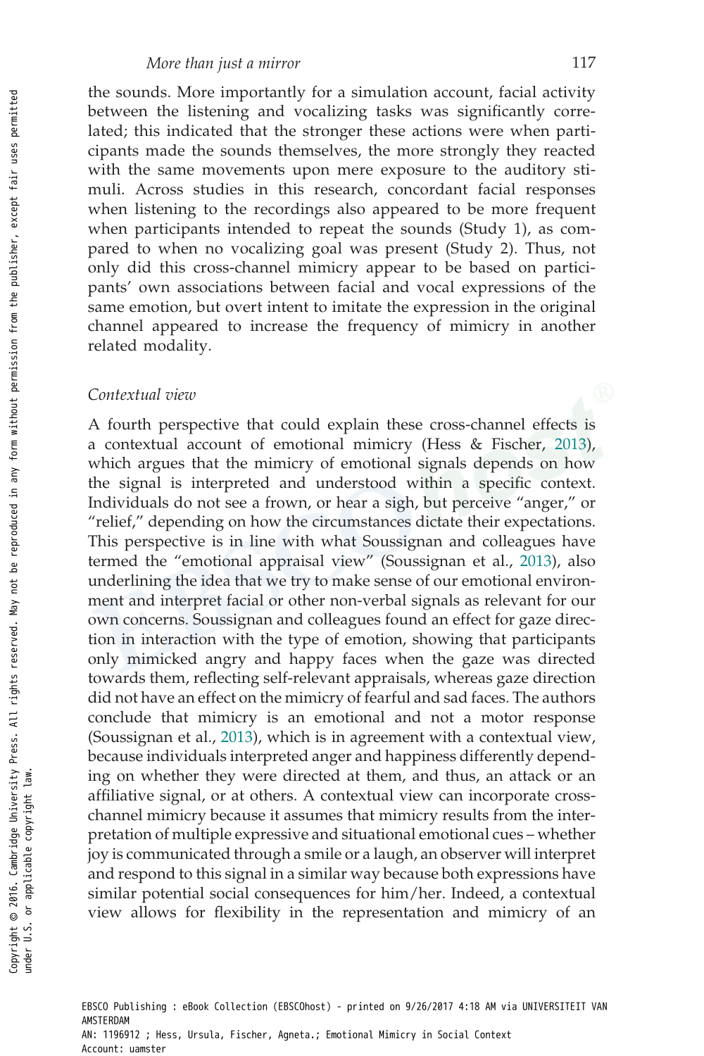the sounds. More importantly for a simulation account, facial activity between the listening and vocalizing tasks was significantly correlated; this indicated that the stronger these actions were when participants made the sounds themselves, the more strongly they reacted with the same movements upon mere exposure to the auditory stimuli. Across studies in this research, concordant facial responses when listening to the recordings also appeared to be more frequent when participants intended to repeat the sounds (Study 1), as compared to when no vocalizing goal was present (Study 2). Thus, not only did this cross-channel mimicry appear to be based on participants' own associations between facial and vocal expressions of the same emotion, but overt intent to imitate the expression in the original channel appeared to increase the frequency of mimicry in another related modality.

### *Contextual view*

A fourth perspective that could explain these cross-channel effects is a contextual account of emotional mimicry (Hess & Fischer, 2013), which argues that the mimicry of emotional signals depends on how the signal is interpreted and understood within a specific context. Individuals do not see a frown, or hear a sigh, but perceive "anger," or "relief," depending on how the circumstances dictate their expectations. This perspective is in line with what Soussignan and colleagues have termed the "emotional appraisal view" (Soussignan et al., 2013), also underlining the idea that we try to make sense of our emotional environment and interpret facial or other non-verbal signals as relevant for our own concerns. Soussignan and colleagues found an effect for gaze direction in interaction with the type of emotion, showing that participants only mimicked angry and happy faces when the gaze was directed towards them, reflecting self-relevant appraisals, whereas gaze direction did not have an effect on the mimicry of fearful and sad faces. The authors conclude that mimicry is an emotional and not a motor response (Soussignan et al., 2013), which is in agreement with a contextual view, because individuals interpreted anger and happiness differently depending on whether they were directed at them, and thus, an attack or an affiliative signal, or at others. A contextual view can incorporate cross-channel mimicry because it assumes that mimicry results from the interpretation of multiple expressive and situational emotional cues – whether joy is communicated through a smile or a laugh, an observer will interpret and respond to this signal in a similar way because both expressions have similar potential social consequences for him/her. Indeed, a contextual view allows for flexibility in the representation and mimicry of an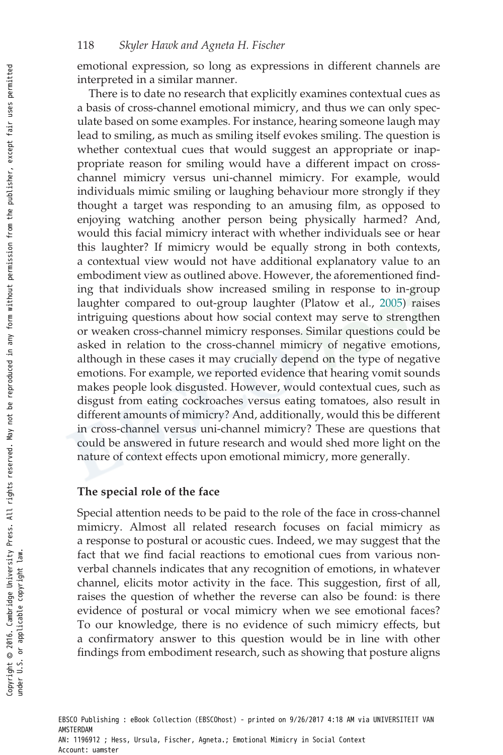emotional expression, so long as expressions in different channels are interpreted in a similar manner.

There is to date no research that explicitly examines contextual cues as a basis of cross-channel emotional mimicry, and thus we can only speculate based on some examples. For instance, hearing someone laugh may lead to smiling, as much as smiling itself evokes smiling. The question is whether contextual cues that would suggest an appropriate or inappropriate reason for smiling would have a different impact on cross-channel mimicry versus uni-channel mimicry. For example, would individuals mimic smiling or laughing behaviour more strongly if they thought a target was responding to an amusing film, as opposed to enjoying watching another person being physically harmed? And, would this facial mimicry interact with whether individuals see or hear this laughter? If mimicry would be equally strong in both contexts, a contextual view would not have additional explanatory value to an embodiment view as outlined above. However, the aforementioned finding that individuals show increased smiling in response to in-group laughter compared to out-group laughter (Platow et al., 2005) raises intriguing questions about how social context may serve to strengthen or weaken cross-channel mimicry responses. Similar questions could be asked in relation to the cross-channel mimicry of negative emotions, although in these cases it may crucially depend on the type of negative emotions. For example, we reported evidence that hearing vomit sounds makes people look disgusted. However, would contextual cues, such as disgust from eating cockroaches versus eating tomatoes, also result in different amounts of mimicry? And, additionally, would this be different in cross-channel versus uni-channel mimicry? These are questions that could be answered in future research and would shed more light on the nature of context effects upon emotional mimicry, more generally.

## The special role of the face

Special attention needs to be paid to the role of the face in cross-channel mimicry. Almost all related research focuses on facial mimicry as a response to postural or acoustic cues. Indeed, we may suggest that the fact that we find facial reactions to emotional cues from various nonverbal channels indicates that any recognition of emotions, in whatever channel, elicits motor activity in the face. This suggestion, first of all, raises the question of whether the reverse can also be found: is there evidence of postural or vocal mimicry when we see emotional faces? To our knowledge, there is no evidence of such mimicry effects, but a confirmatory answer to this question would be in line with other findings from embodiment research, such as showing that posture aligns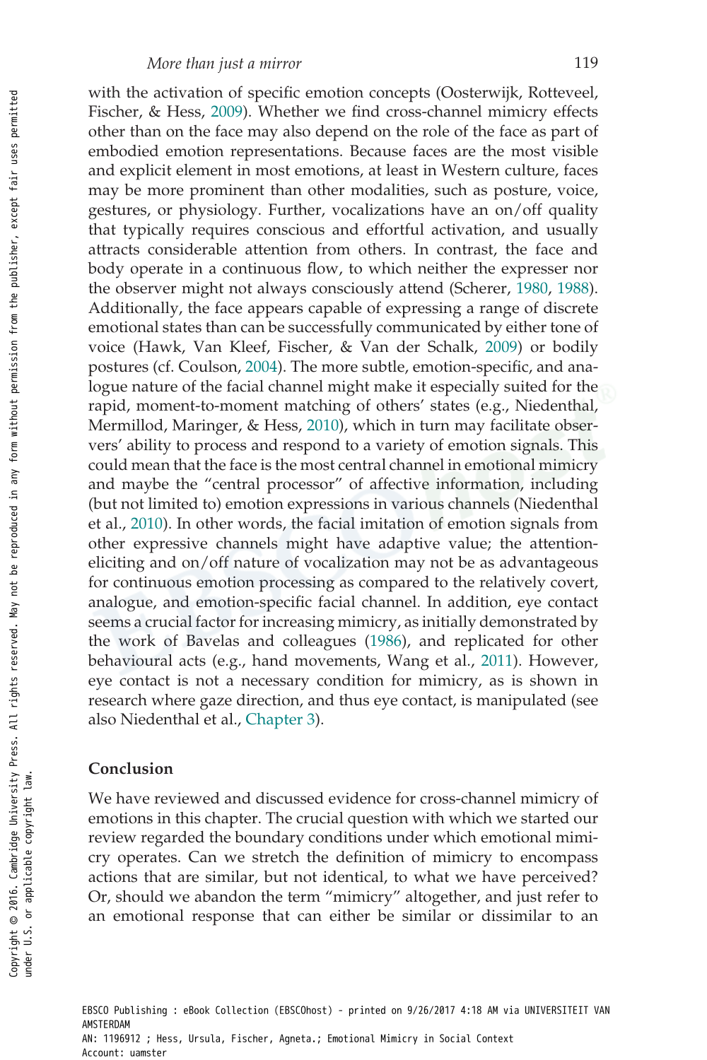with the activation of specific emotion concepts (Oosterwijk, Rotteveel, Fischer, & Hess, 2009). Whether we find cross-channel mimicry effects other than on the face may also depend on the role of the face as part of embodied emotion representations. Because faces are the most visible and explicit element in most emotions, at least in Western culture, faces may be more prominent than other modalities, such as posture, voice, gestures, or physiology. Further, vocalizations have an on/off quality that typically requires conscious and effortful activation, and usually attracts considerable attention from others. In contrast, the face and body operate in a continuous flow, to which neither the expresser nor the observer might not always consciously attend (Scherer, 1980, 1988). Additionally, the face appears capable of expressing a range of discrete emotional states than can be successfully communicated by either tone of voice (Hawk, Van Kleef, Fischer, & Van der Schalk, 2009) or bodily postures (cf. Coulson, 2004). The more subtle, emotion-specific, and analogue nature of the facial channel might make it especially suited for the rapid, moment-to-moment matching of others' states (e.g., Niedenthal, Mermillod, Maringer, & Hess, 2010), which in turn may facilitate observers' ability to process and respond to a variety of emotion signals. This could mean that the face is the most central channel in emotional mimicry and maybe the "central processor" of affective information, including (but not limited to) emotion expressions in various channels (Niedenthal et al., 2010). In other words, the facial imitation of emotion signals from other expressive channels might have adaptive value; the attention-eliciting and on/off nature of vocalization may not be as advantageous for continuous emotion processing as compared to the relatively covert, analogue, and emotion-specific facial channel. In addition, eye contact seems a crucial factor for increasing mimicry, as initially demonstrated by the work of Bavelas and colleagues (1986), and replicated for other behavioural acts (e.g., hand movements, Wang et al., 2011). However, eye contact is not a necessary condition for mimicry, as is shown in research where gaze direction, and thus eye contact, is manipulated (see also Niedenthal et al., Chapter 3).

## Conclusion

We have reviewed and discussed evidence for cross-channel mimicry of emotions in this chapter. The crucial question with which we started our review regarded the boundary conditions under which emotional mimicry operates. Can we stretch the definition of mimicry to encompass actions that are similar, but not identical, to what we have perceived? Or, should we abandon the term "mimicry" altogether, and just refer to an emotional response that can either be similar or dissimilar to an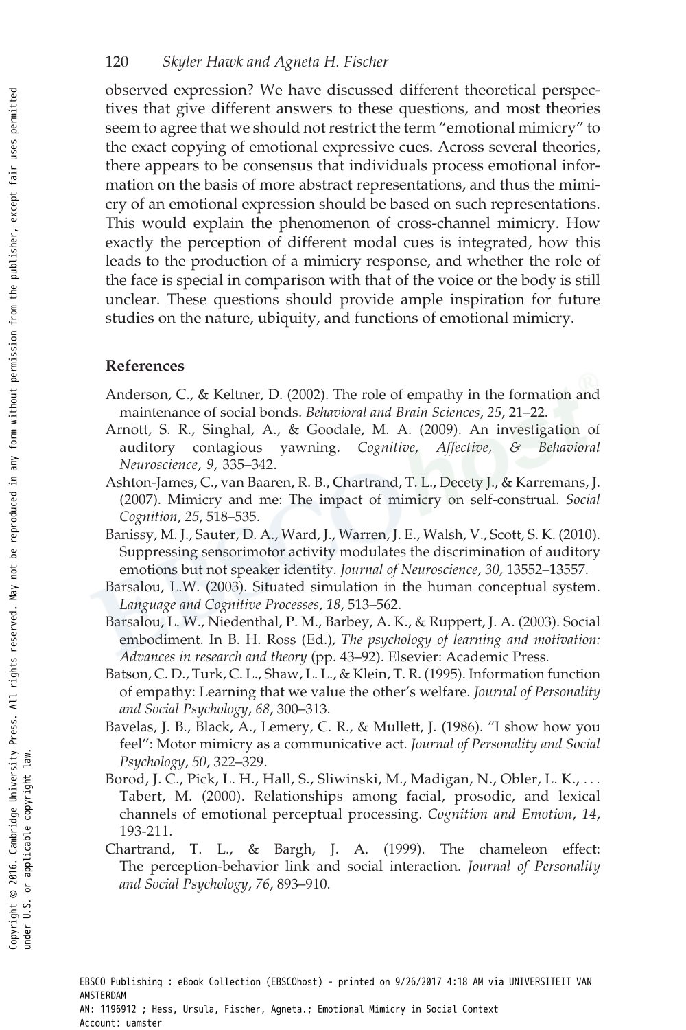observed expression? We have discussed different theoretical perspectives that give different answers to these questions, and most theories seem to agree that we should not restrict the term "emotional mimicry" to the exact copying of emotional expressive cues. Across several theories, there appears to be consensus that individuals process emotional information on the basis of more abstract representations, and thus the mimicry of an emotional expression should be based on such representations. This would explain the phenomenon of cross-channel mimicry. How exactly the perception of different modal cues is integrated, how this leads to the production of a mimicry response, and whether the role of the face is special in comparison with that of the voice or the body is still unclear. These questions should provide ample inspiration for future studies on the nature, ubiquity, and functions of emotional mimicry.

## References

Anderson, C., & Keltner, D. (2002). The role of empathy in the formation and maintenance of social bonds. *Behavioral and Brain Sciences*, *25*, 21–22.

Arnott, S. R., Singhal, A., & Goodale, M. A. (2009). An investigation of auditory contagious yawning. *Cognitive, Affective, & Behavioral Neuroscience*, *9*, 335–342.

Ashton-James, C., van Baaren, R. B., Chartrand, T. L., Decety J., & Karremans, J. (2007). Mimicry and me: The impact of mimicry on self-construal. *Social Cognition*, *25*, 518–535.

Banissy, M. J., Sauter, D. A., Ward, J., Warren, J. E., Walsh, V., Scott, S. K. (2010). Suppressing sensorimotor activity modulates the discrimination of auditory emotions but not speaker identity. *Journal of Neuroscience*, *30*, 13552–13557.

Barsalou, L.W. (2003). Situated simulation in the human conceptual system. *Language and Cognitive Processes*, *18*, 513–562.

Barsalou, L. W., Niedenthal, P. M., Barbey, A. K., & Ruppert, J. A. (2003). Social embodiment. In B. H. Ross (Ed.), *The psychology of learning and motivation: Advances in research and theory* (pp. 43–92). Elsevier: Academic Press.

Batson, C. D., Turk, C. L., Shaw, L. L., & Klein, T. R. (1995). Information function of empathy: Learning that we value the other's welfare. *Journal of Personality and Social Psychology*, *68*, 300–313.

Bavelas, J. B., Black, A., Lemery, C. R., & Mullett, J. (1986). "I show how you feel": Motor mimicry as a communicative act. *Journal of Personality and Social Psychology*, *50*, 322–329.

Borod, J. C., Pick, L. H., Hall, S., Sliwinski, M., Madigan, N., Obler, L. K., . . . Tabert, M. (2000). Relationships among facial, prosodic, and lexical channels of emotional perceptual processing. *Cognition and Emotion*, *14*, 193-211.

Chartrand, T. L., & Bargh, J. A. (1999). The chameleon effect: The perception-behavior link and social interaction. *Journal of Personality and Social Psychology*, *76*, 893–910.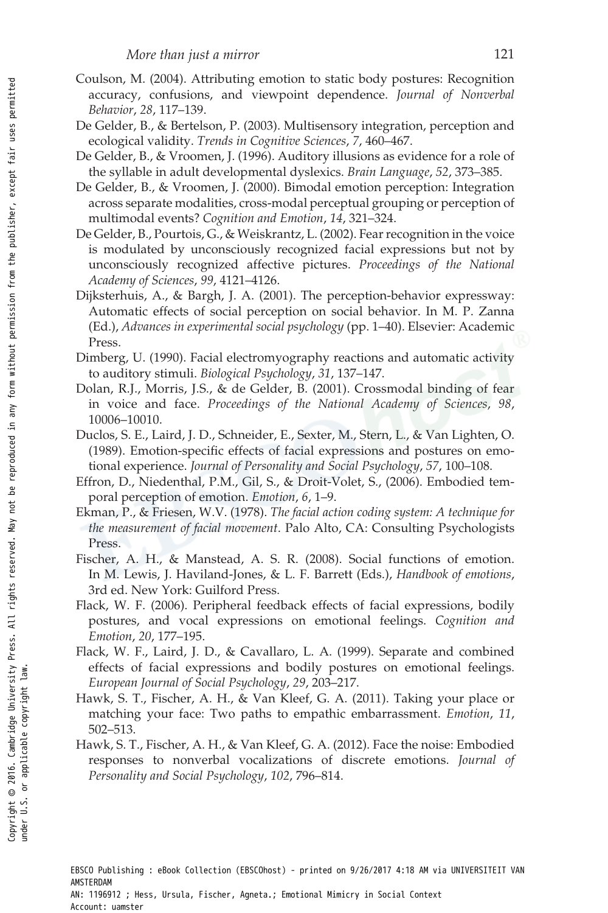Coulson, M. (2004). Attributing emotion to static body postures: Recognition accuracy, confusions, and viewpoint dependence. *Journal of Nonverbal Behavior*, *28*, 117–139.

De Gelder, B., & Bertelson, P. (2003). Multisensory integration, perception and ecological validity. *Trends in Cognitive Sciences*, *7*, 460–467.

De Gelder, B., & Vroomen, J. (1996). Auditory illusions as evidence for a role of the syllable in adult developmental dyslexics. *Brain Language*, *52*, 373–385.

De Gelder, B., & Vroomen, J. (2000). Bimodal emotion perception: Integration across separate modalities, cross-modal perceptual grouping or perception of multimodal events? *Cognition and Emotion*, *14*, 321–324.

De Gelder, B., Pourtois, G., & Weiskrantz, L. (2002). Fear recognition in the voice is modulated by unconsciously recognized facial expressions but not by unconsciously recognized affective pictures. *Proceedings of the National Academy of Sciences*, *99*, 4121–4126.

Dijksterhuis, A., & Bargh, J. A. (2001). The perception-behavior expressway: Automatic effects of social perception on social behavior. In M. P. Zanna (Ed.), *Advances in experimental social psychology* (pp. 1–40). Elsevier: Academic Press.

Dimberg, U. (1990). Facial electromyography reactions and automatic activity to auditory stimuli. *Biological Psychology*, *31*, 137–147.

Dolan, R.J., Morris, J.S., & de Gelder, B. (2001). Crossmodal binding of fear in voice and face. *Proceedings of the National Academy of Sciences*, *98*, 10006–10010.

Duclos, S. E., Laird, J. D., Schneider, E., Sexter, M., Stern, L., & Van Lighten, O. (1989). Emotion-specific effects of facial expressions and postures on emotional experience. *Journal of Personality and Social Psychology*, *57*, 100–108.

Effron, D., Niedenthal, P.M., Gil, S., & Droit-Volet, S., (2006). Embodied temporal perception of emotion. *Emotion*, *6*, 1–9.

Ekman, P., & Friesen, W.V. (1978). *The facial action coding system: A technique for the measurement of facial movement*. Palo Alto, CA: Consulting Psychologists Press.

Fischer, A. H., & Manstead, A. S. R. (2008). Social functions of emotion. In M. Lewis, J. Haviland-Jones, & L. F. Barrett (Eds.), *Handbook of emotions*, 3rd ed. New York: Guilford Press.

Flack, W. F. (2006). Peripheral feedback effects of facial expressions, bodily postures, and vocal expressions on emotional feelings. *Cognition and Emotion*, *20*, 177–195.

Flack, W. F., Laird, J. D., & Cavallaro, L. A. (1999). Separate and combined effects of facial expressions and bodily postures on emotional feelings. *European Journal of Social Psychology*, *29*, 203–217.

Hawk, S. T., Fischer, A. H., & Van Kleef, G. A. (2011). Taking your place or matching your face: Two paths to empathic embarrassment. *Emotion*, *11*, 502–513.

Hawk, S. T., Fischer, A. H., & Van Kleef, G. A. (2012). Face the noise: Embodied responses to nonverbal vocalizations of discrete emotions. *Journal of Personality and Social Psychology*, *102*, 796–814.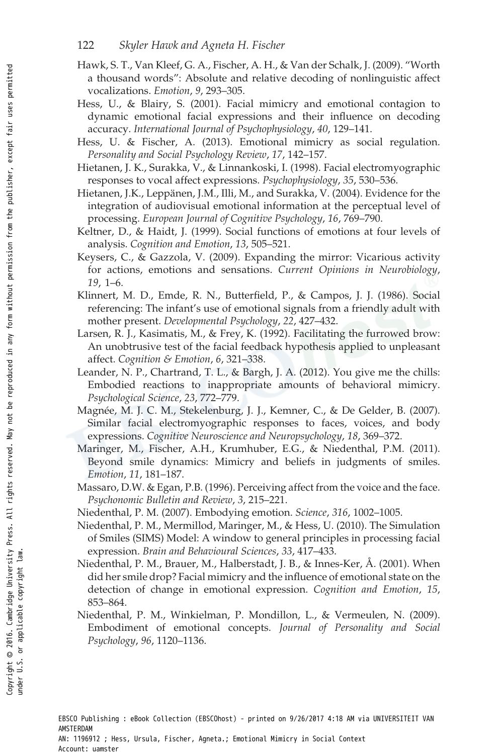Hawk, S. T., Van Kleef, G. A., Fischer, A. H., & Van der Schalk, J. (2009). "Worth a thousand words": Absolute and relative decoding of nonlinguistic affect vocalizations. *Emotion*, *9*, 293–305.

Hess, U., & Blairy, S. (2001). Facial mimicry and emotional contagion to dynamic emotional facial expressions and their influence on decoding accuracy. *International Journal of Psychophysiology*, *40*, 129–141.

Hess, U. & Fischer, A. (2013). Emotional mimicry as social regulation. *Personality and Social Psychology Review*, *17*, 142–157.

Hietanen, J. K., Surakka, V., & Linnankoski, I. (1998). Facial electromyographic responses to vocal affect expressions. *Psychophysiology*, *35*, 530–536.

Hietanen, J.K., Leppänen, J.M., Illi, M., and Surakka, V. (2004). Evidence for the integration of audiovisual emotional information at the perceptual level of processing. *European Journal of Cognitive Psychology*, *16*, 769–790.

Keltner, D., & Haidt, J. (1999). Social functions of emotions at four levels of analysis. *Cognition and Emotion*, *13*, 505–521.

Keysers, C., & Gazzola, V. (2009). Expanding the mirror: Vicarious activity for actions, emotions and sensations. *Current Opinions in Neurobiology*, *19*, 1–6.

Klinnert, M. D., Emde, R. N., Butterfield, P., & Campos, J. J. (1986). Social referencing: The infant's use of emotional signals from a friendly adult with mother present. *Developmental Psychology*, *22*, 427–432.

Larsen, R. J., Kasimatis, M., & Frey, K. (1992). Facilitating the furrowed brow: An unobtrusive test of the facial feedback hypothesis applied to unpleasant affect. *Cognition & Emotion*, *6*, 321–338.

Leander, N. P., Chartrand, T. L., & Bargh, J. A. (2012). You give me the chills: Embodied reactions to inappropriate amounts of behavioral mimicry. *Psychological Science*, *23*, 772–779.

Magnée, M. J. C. M., Stekelenburg, J. J., Kemner, C., & De Gelder, B. (2007). Similar facial electromyographic responses to faces, voices, and body expressions. *Cognitive Neuroscience and Neuropsychology*, *18*, 369–372.

Maringer, M., Fischer, A.H., Krumhuber, E.G., & Niedenthal, P.M. (2011). Beyond smile dynamics: Mimicry and beliefs in judgments of smiles. *Emotion*, *11*, 181–187.

Massaro, D.W. & Egan, P.B. (1996). Perceiving affect from the voice and the face. *Psychonomic Bulletin and Review*, *3*, 215–221.

Niedenthal, P. M. (2007). Embodying emotion. *Science*, *316*, 1002–1005.

Niedenthal, P. M., Mermillod, Maringer, M., & Hess, U. (2010). The Simulation of Smiles (SIMS) Model: A window to general principles in processing facial expression. *Brain and Behavioural Sciences*, *33*, 417–433.

Niedenthal, P. M., Brauer, M., Halberstadt, J. B., & Innes-Ker, Å. (2001). When did her smile drop? Facial mimicry and the influence of emotional state on the detection of change in emotional expression. *Cognition and Emotion*, *15*, 853–864.

Niedenthal, P. M., Winkielman, P. Mondillon, L., & Vermeulen, N. (2009). Embodiment of emotional concepts. *Journal of Personality and Social Psychology*, *96*, 1120–1136.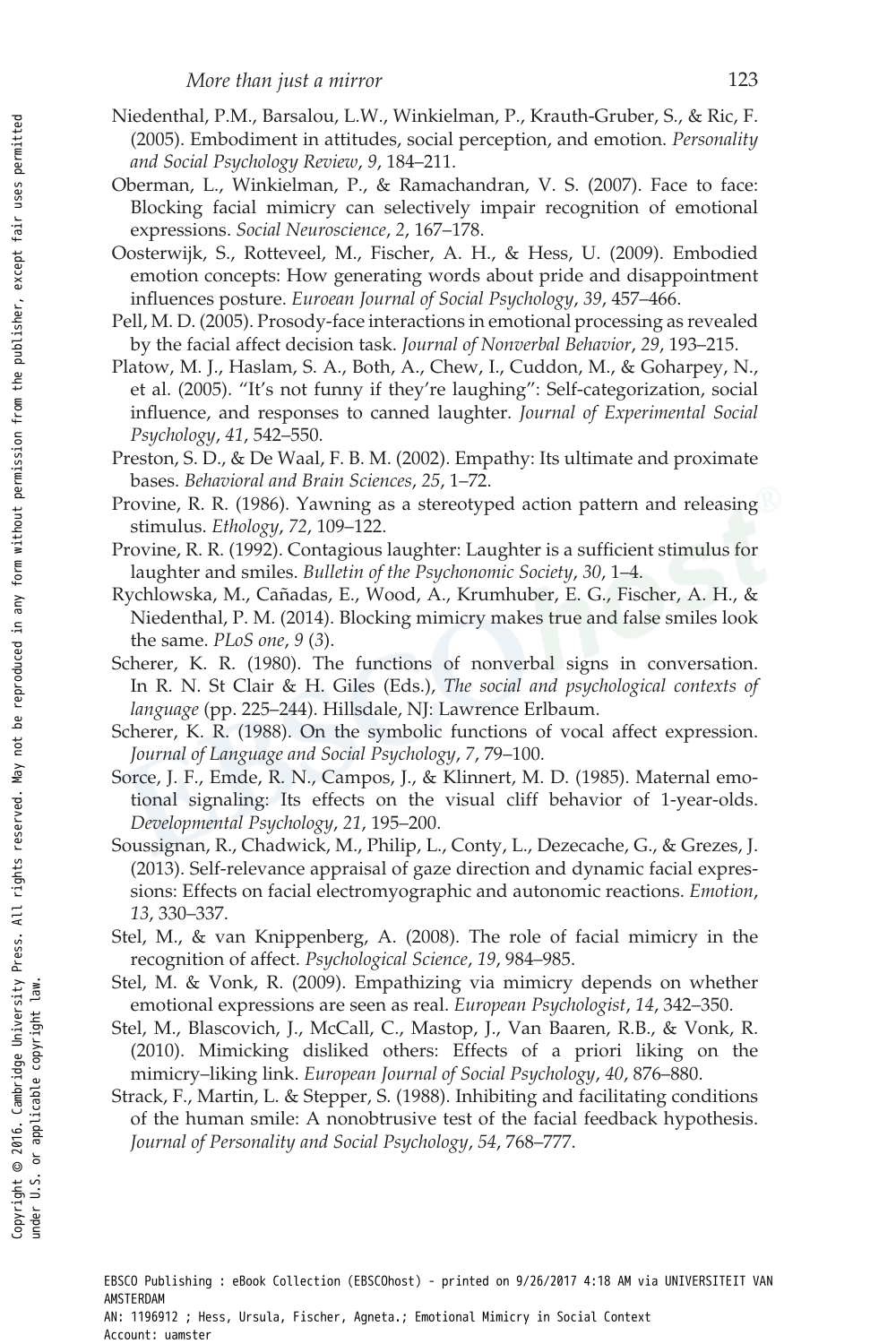Niedenthal, P.M., Barsalou, L.W., Winkielman, P., Krauth-Gruber, S., & Ric, F. (2005). Embodiment in attitudes, social perception, and emotion. *Personality and Social Psychology Review*, *9*, 184–211.

Oberman, L., Winkielman, P., & Ramachandran, V. S. (2007). Face to face: Blocking facial mimicry can selectively impair recognition of emotional expressions. *Social Neuroscience*, *2*, 167–178.

Oosterwijk, S., Rotteveel, M., Fischer, A. H., & Hess, U. (2009). Embodied emotion concepts: How generating words about pride and disappointment influences posture. *Euroean Journal of Social Psychology*, *39*, 457–466.

Pell, M. D. (2005). Prosody-face interactions in emotional processing as revealed by the facial affect decision task. *Journal of Nonverbal Behavior*, *29*, 193–215.

Platow, M. J., Haslam, S. A., Both, A., Chew, I., Cuddon, M., & Goharpey, N., et al. (2005). "It's not funny if they're laughing": Self-categorization, social influence, and responses to canned laughter. *Journal of Experimental Social Psychology*, *41*, 542–550.

Preston, S. D., & De Waal, F. B. M. (2002). Empathy: Its ultimate and proximate bases. *Behavioral and Brain Sciences*, *25*, 1–72.

Provine, R. R. (1986). Yawning as a stereotyped action pattern and releasing stimulus. *Ethology*, *72*, 109–122.

Provine, R. R. (1992). Contagious laughter: Laughter is a sufficient stimulus for laughter and smiles. *Bulletin of the Psychonomic Society*, *30*, 1–4.

Rychlowska, M., Cañadas, E., Wood, A., Krumhuber, E. G., Fischer, A. H., & Niedenthal, P. M. (2014). Blocking mimicry makes true and false smiles look the same. *PLoS one*, *9* (*3*).

Scherer, K. R. (1980). The functions of nonverbal signs in conversation. In R. N. St Clair & H. Giles (Eds.), *The social and psychological contexts of language* (pp. 225–244). Hillsdale, NJ: Lawrence Erlbaum.

Scherer, K. R. (1988). On the symbolic functions of vocal affect expression. *Journal of Language and Social Psychology*, *7*, 79–100.

Sorce, J. F., Emde, R. N., Campos, J., & Klinnert, M. D. (1985). Maternal emotional signaling: Its effects on the visual cliff behavior of 1-year-olds. *Developmental Psychology*, *21*, 195–200.

Soussignan, R., Chadwick, M., Philip, L., Conty, L., Dezecache, G., & Grezes, J. (2013). Self-relevance appraisal of gaze direction and dynamic facial expressions: Effects on facial electromyographic and autonomic reactions. *Emotion*, *13*, 330–337.

Stel, M., & van Knippenberg, A. (2008). The role of facial mimicry in the recognition of affect. *Psychological Science*, *19*, 984–985.

Stel, M. & Vonk, R. (2009). Empathizing via mimicry depends on whether emotional expressions are seen as real. *European Psychologist*, *14*, 342–350.

Stel, M., Blascovich, J., McCall, C., Mastop, J., Van Baaren, R.B., & Vonk, R. (2010). Mimicking disliked others: Effects of a priori liking on the mimicry–liking link. *European Journal of Social Psychology*, *40*, 876–880.

Strack, F., Martin, L. & Stepper, S. (1988). Inhibiting and facilitating conditions of the human smile: A nonobtrusive test of the facial feedback hypothesis. *Journal of Personality and Social Psychology*, *54*, 768–777.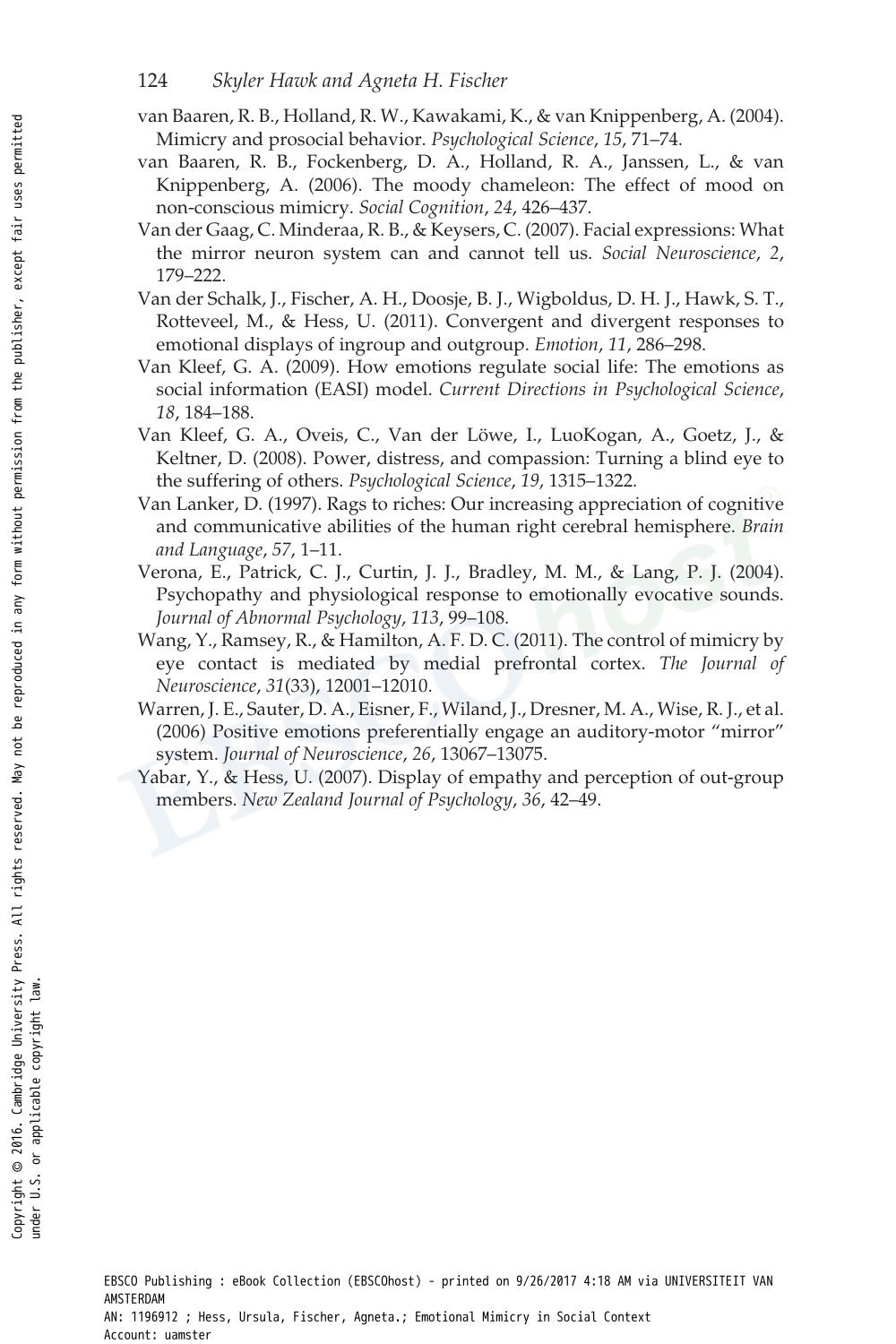van Baaren, R. B., Holland, R. W., Kawakami, K., & van Knippenberg, A. (2004). Mimicry and prosocial behavior. *Psychological Science*, *15*, 71–74.

van Baaren, R. B., Fockenberg, D. A., Holland, R. A., Janssen, L., & van Knippenberg, A. (2006). The moody chameleon: The effect of mood on non-conscious mimicry. *Social Cognition*, *24*, 426–437.

Van der Gaag, C. Minderaa, R. B., & Keysers, C. (2007). Facial expressions: What the mirror neuron system can and cannot tell us. *Social Neuroscience*, *2*, 179–222.

Van der Schalk, J., Fischer, A. H., Doosje, B. J., Wigboldus, D. H. J., Hawk, S. T., Rotteveel, M., & Hess, U. (2011). Convergent and divergent responses to emotional displays of ingroup and outgroup. *Emotion*, *11*, 286–298.

Van Kleef, G. A. (2009). How emotions regulate social life: The emotions as social information (EASI) model. *Current Directions in Psychological Science*, *18*, 184–188.

Van Kleef, G. A., Oveis, C., Van der Löwe, I., LuoKogan, A., Goetz, J., & Keltner, D. (2008). Power, distress, and compassion: Turning a blind eye to the suffering of others. *Psychological Science*, *19*, 1315–1322.

Van Lanker, D. (1997). Rags to riches: Our increasing appreciation of cognitive and communicative abilities of the human right cerebral hemisphere. *Brain and Language*, *57*, 1–11.

Verona, E., Patrick, C. J., Curtin, J. J., Bradley, M. M., & Lang, P. J. (2004). Psychopathy and physiological response to emotionally evocative sounds. *Journal of Abnormal Psychology*, *113*, 99–108.

Wang, Y., Ramsey, R., & Hamilton, A. F. D. C. (2011). The control of mimicry by eye contact is mediated by medial prefrontal cortex. *The Journal of Neuroscience*, *31*(33), 12001–12010.

Warren, J. E., Sauter, D. A., Eisner, F., Wiland, J., Dresner, M. A., Wise, R. J., et al. (2006) Positive emotions preferentially engage an auditory-motor "mirror" system. *Journal of Neuroscience*, *26*, 13067–13075.

Yabar, Y., & Hess, U. (2007). Display of empathy and perception of out-group members. *New Zealand Journal of Psychology*, *36*, 42–49.